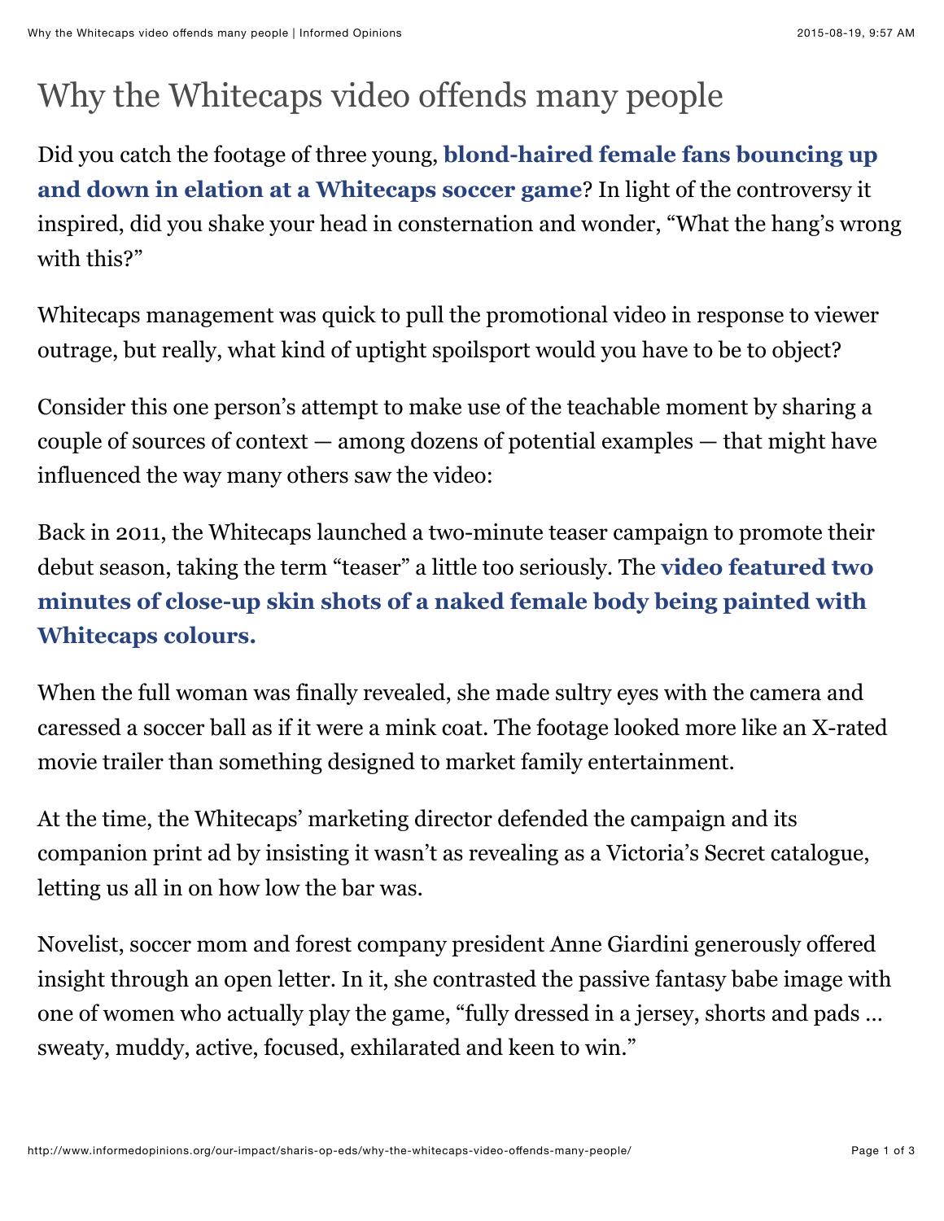# Why the Whitecaps video offends many people

Did you catch the footage of three young, **blond-haired female fans bouncing up and down in elation at a Whitecaps soccer game**? In light of the controversy it inspired, did you shake your head in consternation and wonder, "What the hang's wrong with this?"

Whitecaps management was quick to pull the promotional video in response to viewer outrage, but really, what kind of uptight spoilsport would you have to be to object?

Consider this one person's attempt to make use of the teachable moment by sharing a couple of sources of context — among dozens of potential examples — that might have influenced the way many others saw the video:

Back in 2011, the Whitecaps launched a two-minute teaser campaign to promote their debut season, taking the term "teaser" a little too seriously. The **video featured two minutes of close-up skin shots of a naked female body being painted with Whitecaps colours.**

When the full woman was finally revealed, she made sultry eyes with the camera and caressed a soccer ball as if it were a mink coat. The footage looked more like an X-rated movie trailer than something designed to market family entertainment.

At the time, the Whitecaps' marketing director defended the campaign and its companion print ad by insisting it wasn't as revealing as a Victoria's Secret catalogue, letting us all in on how low the bar was.

Novelist, soccer mom and forest company president Anne Giardini generously offered insight through an open letter. In it, she contrasted the passive fantasy babe image with one of women who actually play the game, "fully dressed in a jersey, shorts and pads … sweaty, muddy, active, focused, exhilarated and keen to win."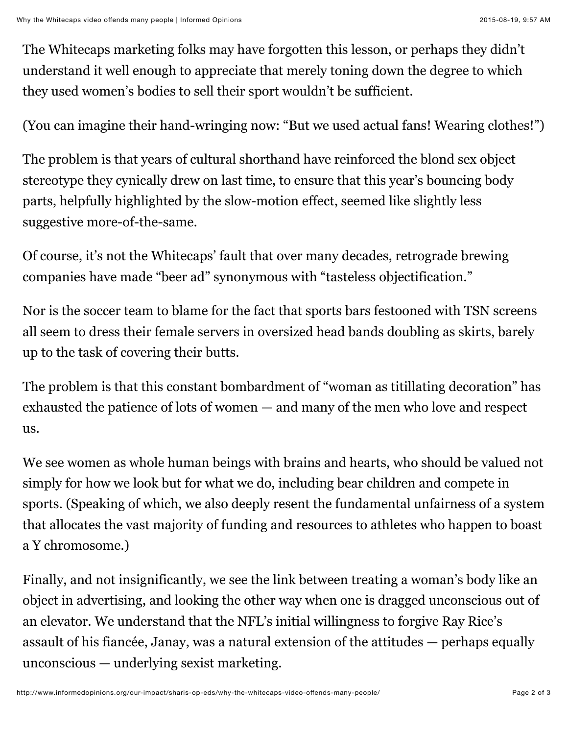The Whitecaps marketing folks may have forgotten this lesson, or perhaps they didn't understand it well enough to appreciate that merely toning down the degree to which they used women's bodies to sell their sport wouldn't be sufficient.

(You can imagine their hand-wringing now: "But we used actual fans! Wearing clothes!")

The problem is that years of cultural shorthand have reinforced the blond sex object stereotype they cynically drew on last time, to ensure that this year's bouncing body parts, helpfully highlighted by the slow-motion effect, seemed like slightly less suggestive more-of-the-same.

Of course, it's not the Whitecaps' fault that over many decades, retrograde brewing companies have made "beer ad" synonymous with "tasteless objectification."

Nor is the soccer team to blame for the fact that sports bars festooned with TSN screens all seem to dress their female servers in oversized head bands doubling as skirts, barely up to the task of covering their butts.

The problem is that this constant bombardment of "woman as titillating decoration" has exhausted the patience of lots of women — and many of the men who love and respect us.

We see women as whole human beings with brains and hearts, who should be valued not simply for how we look but for what we do, including bear children and compete in sports. (Speaking of which, we also deeply resent the fundamental unfairness of a system that allocates the vast majority of funding and resources to athletes who happen to boast a Y chromosome.)

Finally, and not insignificantly, we see the link between treating a woman's body like an object in advertising, and looking the other way when one is dragged unconscious out of an elevator. We understand that the NFL's initial willingness to forgive Ray Rice's assault of his fiancée, Janay, was a natural extension of the attitudes — perhaps equally unconscious — underlying sexist marketing.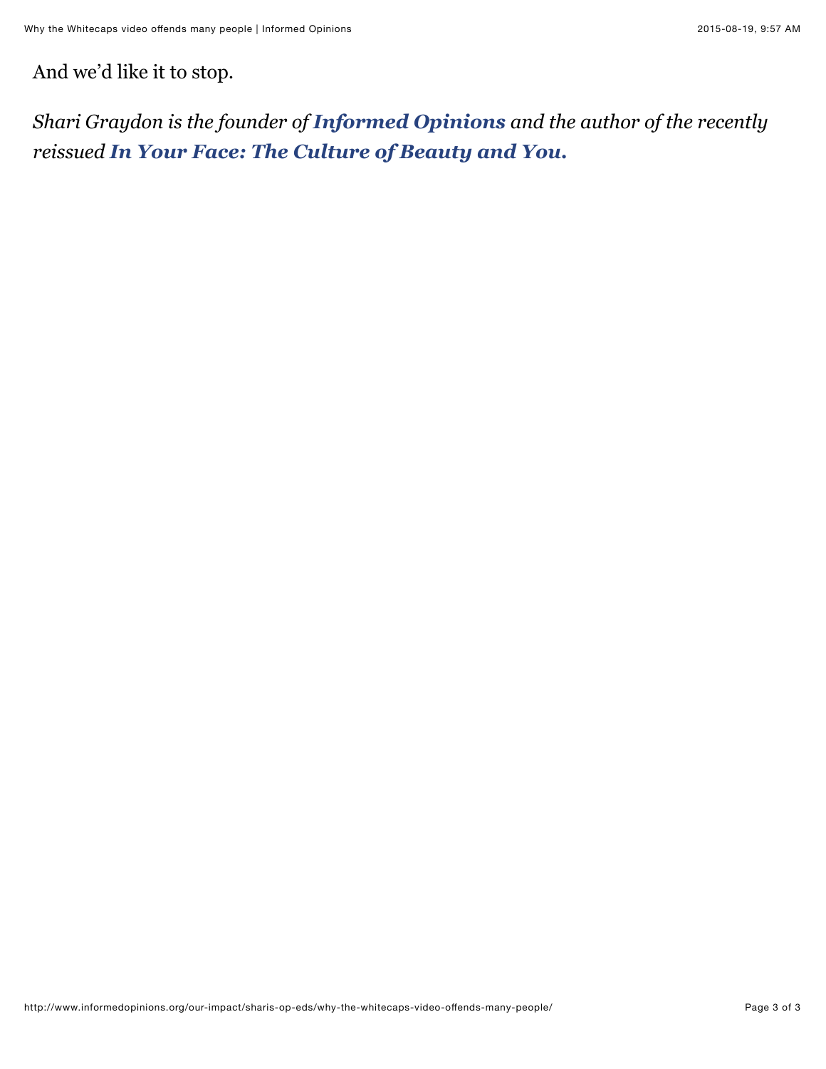And we'd like it to stop.

*Shari Graydon is the founder of* ***Informed Opinions*** *and the author of the recently reissued* ***In Your Face: The Culture of Beauty and You.***